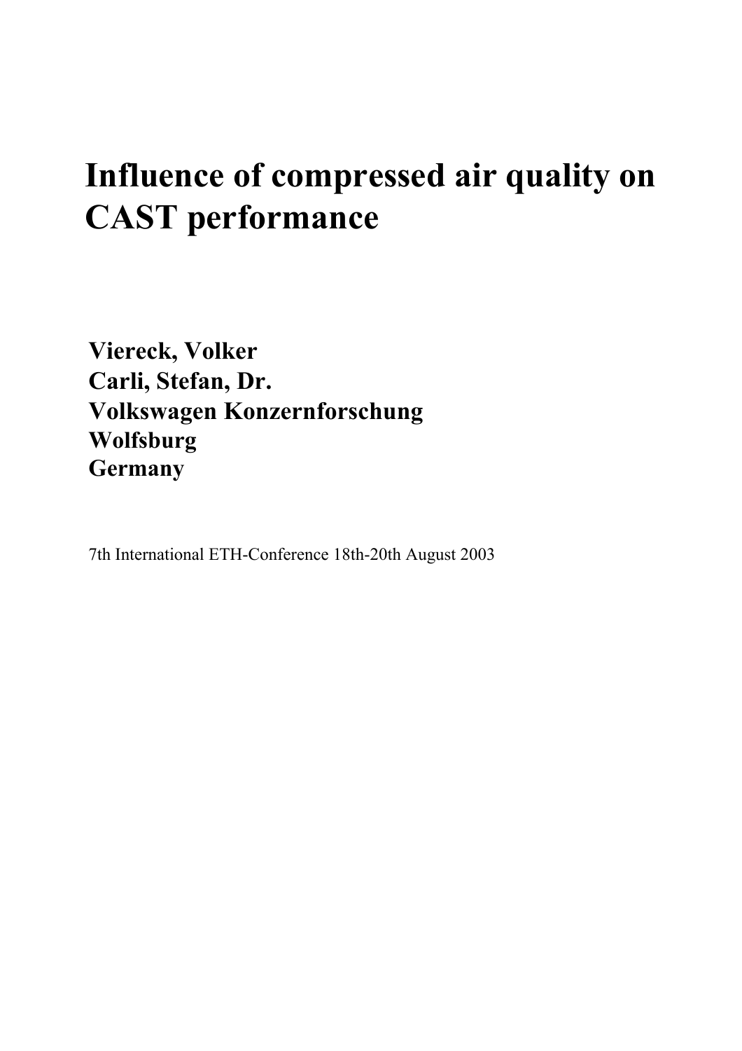# Influence of compressed air quality on CAST performance

**Viereck, Volker**
**Carli, Stefan, Dr.**
**Volkswagen Konzernforschung**
**Wolfsburg**
**Germany**

7th International ETH-Conference 18th-20th August 2003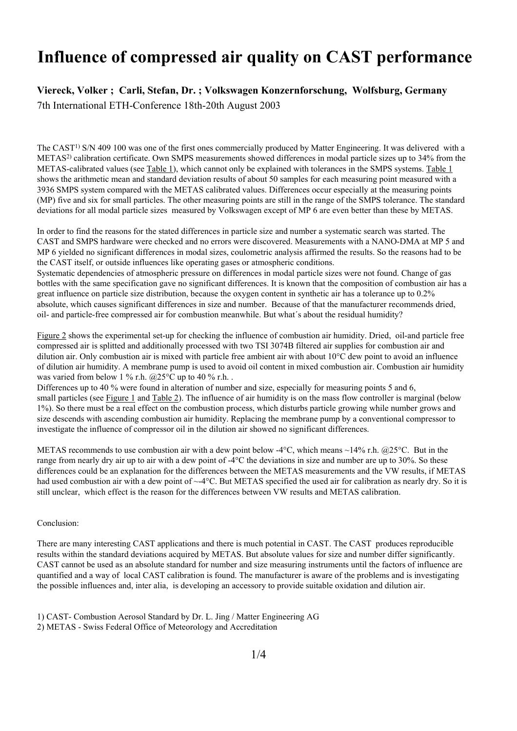# Influence of compressed air quality on CAST performance

**Viereck, Volker ; Carli, Stefan, Dr. ; Volkswagen Konzernforschung, Wolfsburg, Germany**

7th International ETH-Conference 18th-20th August 2003

The CAST[1] S/N 409 100 was one of the first ones commercially produced by Matter Engineering. It was delivered with a METAS[2] calibration certificate. Own SMPS measurements showed differences in modal particle sizes up to 34% from the METAS-calibrated values (see Table 1), which cannot only be explained with tolerances in the SMPS systems. Table 1 shows the arithmetic mean and standard deviation results of about 50 samples for each measuring point measured with a 3936 SMPS system compared with the METAS calibrated values. Differences occur especially at the measuring points (MP) five and six for small particles. The other measuring points are still in the range of the SMPS tolerance. The standard deviations for all modal particle sizes measured by Volkswagen except of MP 6 are even better than these by METAS.

In order to find the reasons for the stated differences in particle size and number a systematic search was started. The CAST and SMPS hardware were checked and no errors were discovered. Measurements with a NANO-DMA at MP 5 and MP 6 yielded no significant differences in modal sizes, coulometric analysis affirmed the results. So the reasons had to be the CAST itself, or outside influences like operating gases or atmospheric conditions.

Systematic dependencies of atmospheric pressure on differences in modal particle sizes were not found. Change of gas bottles with the same specification gave no significant differences. It is known that the composition of combustion air has a great influence on particle size distribution, because the oxygen content in synthetic air has a tolerance up to 0.2% absolute, which causes significant differences in size and number. Because of that the manufacturer recommends dried, oil- and particle-free compressed air for combustion meanwhile. But what´s about the residual humidity?

Figure 2 shows the experimental set-up for checking the influence of combustion air humidity. Dried, oil-and particle free compressed air is splitted and additionally processed with two TSI 3074B filtered air supplies for combustion air and dilution air. Only combustion air is mixed with particle free ambient air with about 10°C dew point to avoid an influence of dilution air humidity. A membrane pump is used to avoid oil content in mixed combustion air. Combustion air humidity was varied from below 1 % r.h. @25°C up to 40 % r.h. .

Differences up to 40 % were found in alteration of number and size, especially for measuring points 5 and 6, small particles (see Figure 1 and Table 2). The influence of air humidity is on the mass flow controller is marginal (below 1%). So there must be a real effect on the combustion process, which disturbs particle growing while number grows and size descends with ascending combustion air humidity. Replacing the membrane pump by a conventional compressor to investigate the influence of compressor oil in the dilution air showed no significant differences.

METAS recommends to use combustion air with a dew point below -4°C, which means ~14% r.h. @25°C. But in the range from nearly dry air up to air with a dew point of -4°C the deviations in size and number are up to 30%. So these differences could be an explanation for the differences between the METAS measurements and the VW results, if METAS had used combustion air with a dew point of ~-4°C. But METAS specified the used air for calibration as nearly dry. So it is still unclear, which effect is the reason for the differences between VW results and METAS calibration.

Conclusion:

There are many interesting CAST applications and there is much potential in CAST. The CAST produces reproducible results within the standard deviations acquired by METAS. But absolute values for size and number differ significantly. CAST cannot be used as an absolute standard for number and size measuring instruments until the factors of influence are quantified and a way of local CAST calibration is found. The manufacturer is aware of the problems and is investigating the possible influences and, inter alia, is developing an accessory to provide suitable oxidation and dilution air.

1) CAST- Combustion Aerosol Standard by Dr. L. Jing / Matter Engineering AG

2) METAS - Swiss Federal Office of Meteorology and Accreditation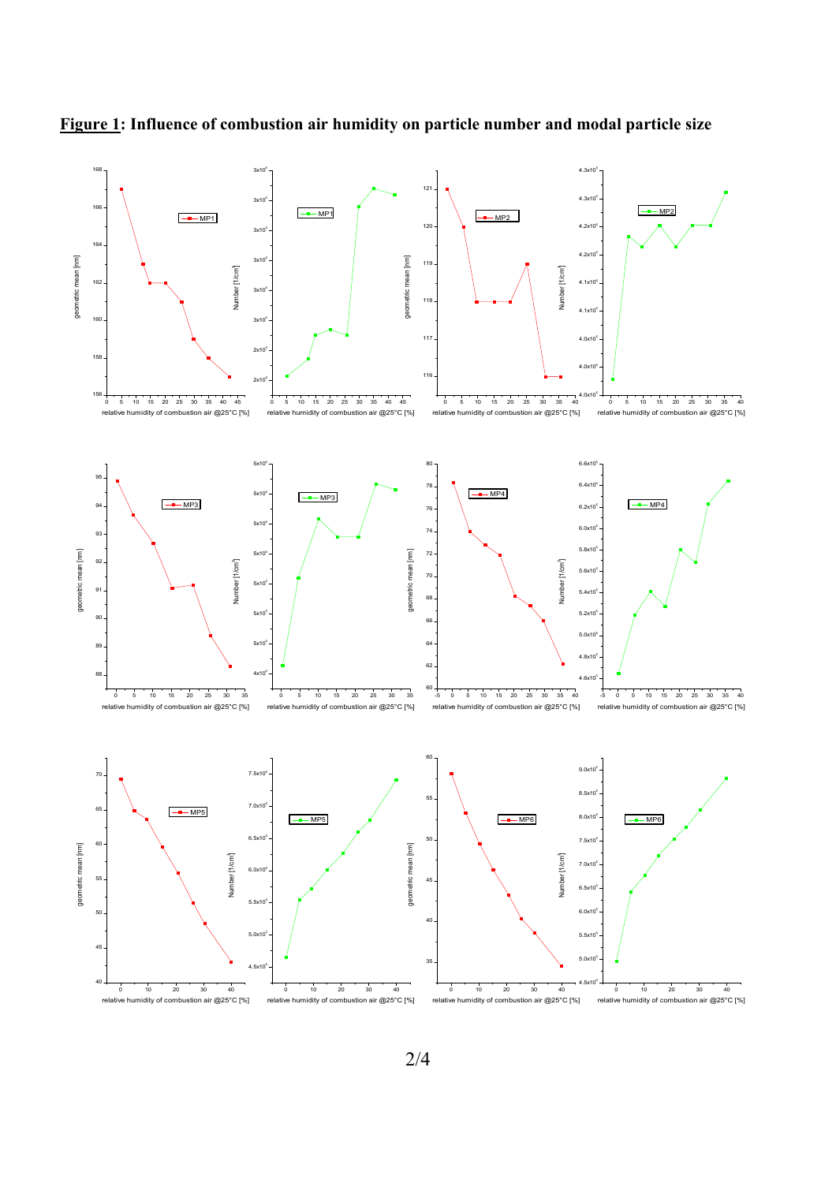**Figure 1: Influence of combustion air humidity on particle number and modal particle size**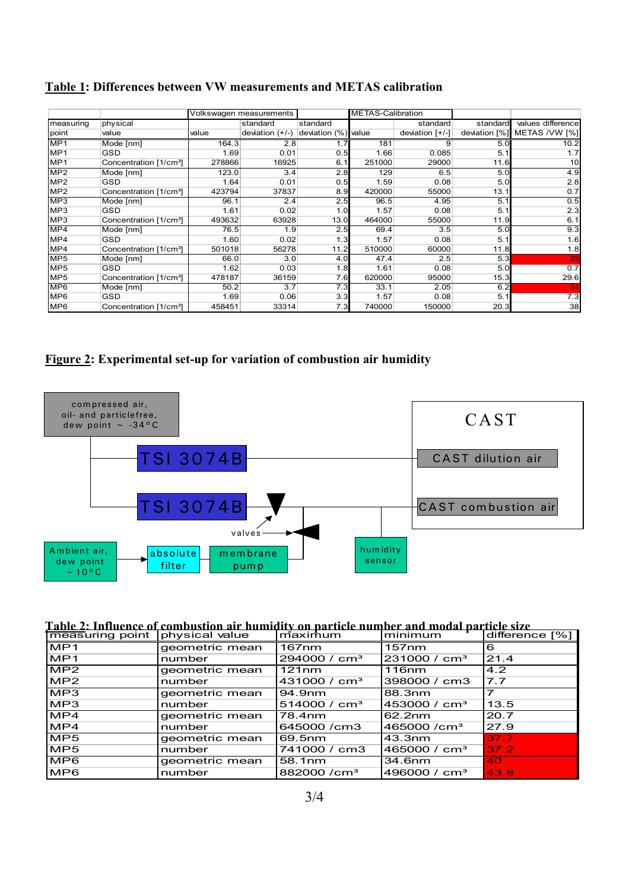**Table 1: Differences between VW measurements and METAS calibration**

| measuring point | physical value | Volkswagen measurements value | standard deviation (+/-) | standard deviation (%) | METAS-Calibration value | standard deviation [+/-] | standard deviation [%] | values difference METAS /VW [%] |
|---|---|---|---|---|---|---|---|---|
| MP1 | Mode [nm] | 164.3 | 2.8 | 1.7 | 181 | 9 | 5.0 | 10.2 |
| MP1 | GSD | 1.69 | 0.01 | 0.5 | 1.66 | 0.085 | 5.1 | 1.7 |
| MP1 | Concentration [1/cm³] | 278866 | 16925 | 6.1 | 251000 | 29000 | 11.6 | 10 |
| MP2 | Mode [nm] | 123.0 | 3.4 | 2.8 | 129 | 6.5 | 5.0 | 4.9 |
| MP2 | GSD | 1.64 | 0.01 | 0.5 | 1.59 | 0.08 | 5.0 | 2.8 |
| MP2 | Concentration [1/cm³] | 423794 | 37837 | 8.9 | 420000 | 55000 | 13.1 | 0.7 |
| MP3 | Mode [nm] | 96.1 | 2.4 | 2.5 | 96.5 | 4.95 | 5.1 | 0.5 |
| MP3 | GSD | 1.61 | 0.02 | 1.0 | 1.57 | 0.08 | 5.1 | 2.3 |
| MP3 | Concentration [1/cm³] | 493632 | 63928 | 13.0 | 464000 | 55000 | 11.9 | 6.1 |
| MP4 | Mode [nm] | 76.5 | 1.9 | 2.5 | 69.4 | 3.5 | 5.0 | 9.3 |
| MP4 | GSD | 1.60 | 0.02 | 1.3 | 1.57 | 0.08 | 5.1 | 1.6 |
| MP4 | Concentration [1/cm³] | 501018 | 56278 | 11.2 | 510000 | 60000 | 11.8 | 1.8 |
| MP5 | Mode [nm] | 66.0 | 3.0 | 4.0 | 47.4 | 2.5 | 5.3 | 28 |
| MP5 | GSD | 1.62 | 0.03 | 1.8 | 1.61 | 0.08 | 5.0 | 0.7 |
| MP5 | Concentration [1/cm³] | 478187 | 36159 | 7.6 | 620000 | 95000 | 15.3 | 29.6 |
| MP6 | Mode [nm] | 50.2 | 3.7 | 7.3 | 33.1 | 2.05 | 6.2 | 34 |
| MP6 | GSD | 1.69 | 0.06 | 3.3 | 1.57 | 0.08 | 5.1 | 7.3 |
| MP6 | Concentration [1/cm³] | 458451 | 33314 | 7.3 | 740000 | 150000 | 20.3 | 38 |

**Figure 2: Experimental set-up for variation of combustion air humidity**

compressed air, oil- and particlefree, dew point ~ -34°C

TSI 3074B

TSI 3074B

valves

Ambient air, dew point ~ 10°C

absolute filter

membrane pump

humidity sensor

CAST

CAST dilution air

CAST combustion air

**Table 2: Influence of combustion air humidity on particle number and modal particle size**

| measuring point | physical value | maximum | minimum | difference [%] |
|---|---|---|---|---|
| MP1 | geometric mean | 167nm | 157nm | 6 |
| MP1 | number | 294000 / cm³ | 231000 / cm³ | 21.4 |
| MP2 | geometric mean | 121nm | 116nm | 4.2 |
| MP2 | number | 431000 / cm³ | 398000 / cm3 | 7.7 |
| MP3 | geometric mean | 94.9nm | 88.3nm | 7 |
| MP3 | number | 514000 / cm³ | 453000 / cm³ | 13.5 |
| MP4 | geometric mean | 78.4nm | 62.2nm | 20.7 |
| MP4 | number | 645000 /cm3 | 465000 /cm³ | 27.9 |
| MP5 | geometric mean | 69.5nm | 43.3nm | 37.7 |
| MP5 | number | 741000 / cm3 | 465000 / cm³ | 37.2 |
| MP6 | geometric mean | 58.1nm | 34.6nm | 40 |
| MP6 | number | 882000 /cm³ | 496000 / cm³ | 43.8 |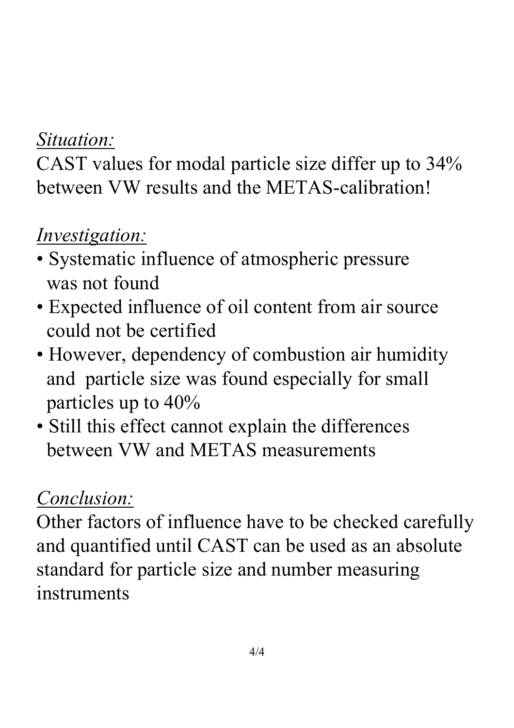*Situation:*

CAST values for modal particle size differ up to 34% between VW results and the METAS-calibration!

*Investigation:*

- Systematic influence of atmospheric pressure was not found
- Expected influence of oil content from air source could not be certified
- However, dependency of combustion air humidity and particle size was found especially for small particles up to 40%
- Still this effect cannot explain the differences between VW and METAS measurements

*Conclusion:*

Other factors of influence have to be checked carefully and quantified until CAST can be used as an absolute standard for particle size and number measuring instruments